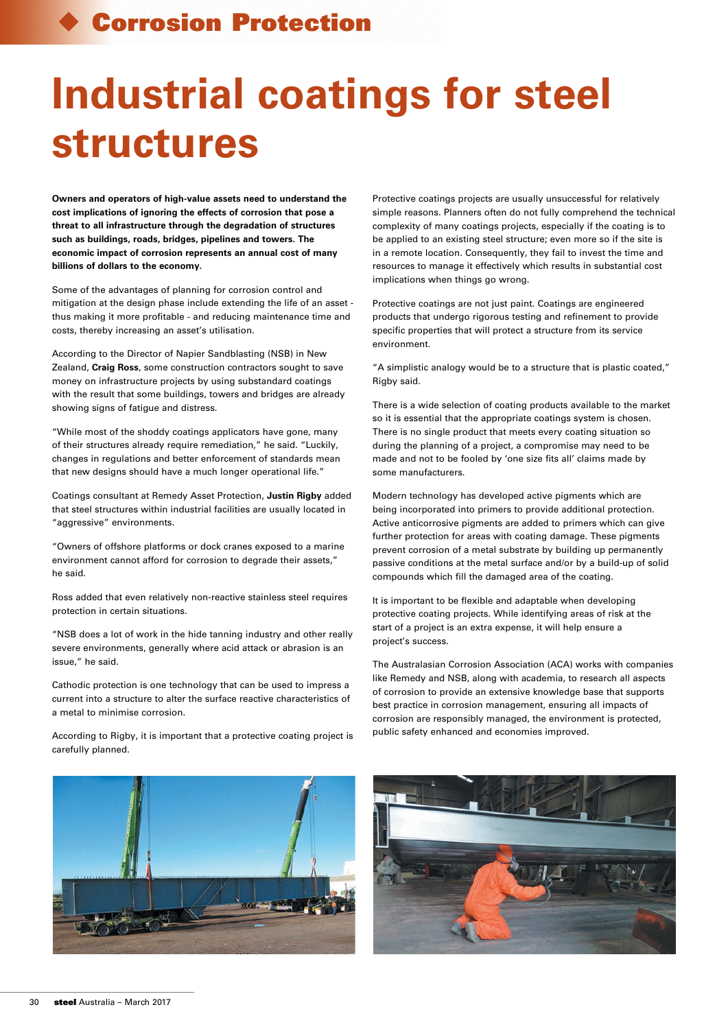# Industrial coatings for steel structures

**Owners and operators of high-value assets need to understand the cost implications of ignoring the effects of corrosion that pose a threat to all infrastructure through the degradation of structures such as buildings, roads, bridges, pipelines and towers. The economic impact of corrosion represents an annual cost of many billions of dollars to the economy.**

Some of the advantages of planning for corrosion control and mitigation at the design phase include extending the life of an asset - thus making it more profitable - and reducing maintenance time and costs, thereby increasing an asset's utilisation.

According to the Director of Napier Sandblasting (NSB) in New Zealand, **Craig Ross**, some construction contractors sought to save money on infrastructure projects by using substandard coatings with the result that some buildings, towers and bridges are already showing signs of fatigue and distress.

"While most of the shoddy coatings applicators have gone, many of their structures already require remediation," he said. "Luckily, changes in regulations and better enforcement of standards mean that new designs should have a much longer operational life."

Coatings consultant at Remedy Asset Protection, **Justin Rigby** added that steel structures within industrial facilities are usually located in "aggressive" environments.

"Owners of offshore platforms or dock cranes exposed to a marine environment cannot afford for corrosion to degrade their assets," he said.

Ross added that even relatively non-reactive stainless steel requires protection in certain situations.

"NSB does a lot of work in the hide tanning industry and other really severe environments, generally where acid attack or abrasion is an issue," he said.

Cathodic protection is one technology that can be used to impress a current into a structure to alter the surface reactive characteristics of a metal to minimise corrosion.

According to Rigby, it is important that a protective coating project is carefully planned.

Protective coatings projects are usually unsuccessful for relatively simple reasons. Planners often do not fully comprehend the technical complexity of many coatings projects, especially if the coating is to be applied to an existing steel structure; even more so if the site is in a remote location. Consequently, they fail to invest the time and resources to manage it effectively which results in substantial cost implications when things go wrong.

Protective coatings are not just paint. Coatings are engineered products that undergo rigorous testing and refinement to provide specific properties that will protect a structure from its service environment.

"A simplistic analogy would be to a structure that is plastic coated," Rigby said.

There is a wide selection of coating products available to the market so it is essential that the appropriate coatings system is chosen. There is no single product that meets every coating situation so during the planning of a project, a compromise may need to be made and not to be fooled by 'one size fits all' claims made by some manufacturers.

Modern technology has developed active pigments which are being incorporated into primers to provide additional protection. Active anticorrosive pigments are added to primers which can give further protection for areas with coating damage. These pigments prevent corrosion of a metal substrate by building up permanently passive conditions at the metal surface and/or by a build-up of solid compounds which fill the damaged area of the coating.

It is important to be flexible and adaptable when developing protective coating projects. While identifying areas of risk at the start of a project is an extra expense, it will help ensure a project's success.

The Australasian Corrosion Association (ACA) works with companies like Remedy and NSB, along with academia, to research all aspects of corrosion to provide an extensive knowledge base that supports best practice in corrosion management, ensuring all impacts of corrosion are responsibly managed, the environment is protected, public safety enhanced and economies improved.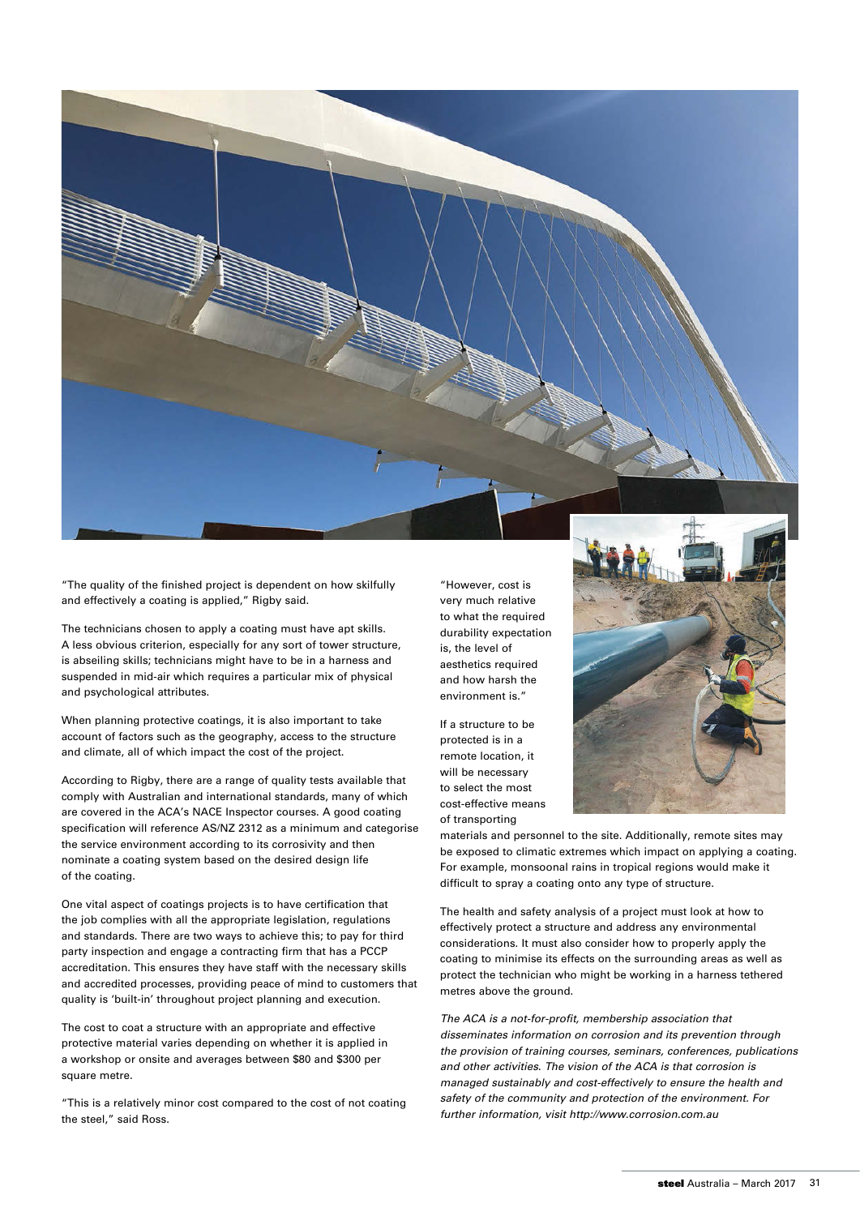"The quality of the finished project is dependent on how skilfully and effectively a coating is applied," Rigby said.

The technicians chosen to apply a coating must have apt skills. A less obvious criterion, especially for any sort of tower structure, is abseiling skills; technicians might have to be in a harness and suspended in mid-air which requires a particular mix of physical and psychological attributes.

When planning protective coatings, it is also important to take account of factors such as the geography, access to the structure and climate, all of which impact the cost of the project.

According to Rigby, there are a range of quality tests available that comply with Australian and international standards, many of which are covered in the ACA's NACE Inspector courses. A good coating specification will reference AS/NZ 2312 as a minimum and categorise the service environment according to its corrosivity and then nominate a coating system based on the desired design life of the coating.

One vital aspect of coatings projects is to have certification that the job complies with all the appropriate legislation, regulations and standards. There are two ways to achieve this; to pay for third party inspection and engage a contracting firm that has a PCCP accreditation. This ensures they have staff with the necessary skills and accredited processes, providing peace of mind to customers that quality is 'built-in' throughout project planning and execution.

The cost to coat a structure with an appropriate and effective protective material varies depending on whether it is applied in a workshop or onsite and averages between $80 and $300 per square metre.

"This is a relatively minor cost compared to the cost of not coating the steel," said Ross.

"However, cost is very much relative to what the required durability expectation is, the level of aesthetics required and how harsh the environment is."

If a structure to be protected is in a remote location, it will be necessary to select the most cost-effective means of transporting materials and personnel to the site. Additionally, remote sites may be exposed to climatic extremes which impact on applying a coating. For example, monsoonal rains in tropical regions would make it difficult to spray a coating onto any type of structure.

The health and safety analysis of a project must look at how to effectively protect a structure and address any environmental considerations. It must also consider how to properly apply the coating to minimise its effects on the surrounding areas as well as protect the technician who might be working in a harness tethered metres above the ground.

*The ACA is a not-for-profit, membership association that disseminates information on corrosion and its prevention through the provision of training courses, seminars, conferences, publications and other activities. The vision of the ACA is that corrosion is managed sustainably and cost-effectively to ensure the health and safety of the community and protection of the environment. For further information, visit http://www.corrosion.com.au*